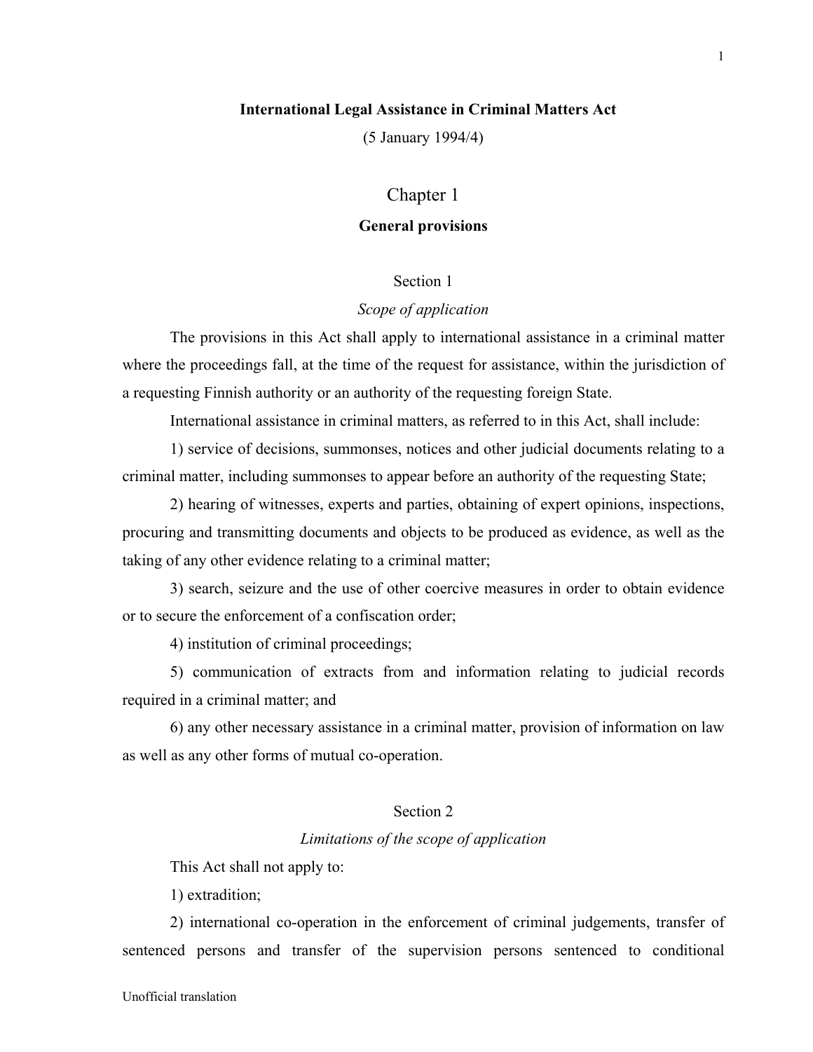# International Legal Assistance in Criminal Matters Act

(5 January 1994/4)

## Chapter 1

### General provisions

#### Section 1

*Scope of application*

The provisions in this Act shall apply to international assistance in a criminal matter where the proceedings fall, at the time of the request for assistance, within the jurisdiction of a requesting Finnish authority or an authority of the requesting foreign State.

International assistance in criminal matters, as referred to in this Act, shall include:

1) service of decisions, summonses, notices and other judicial documents relating to a criminal matter, including summonses to appear before an authority of the requesting State;

2) hearing of witnesses, experts and parties, obtaining of expert opinions, inspections, procuring and transmitting documents and objects to be produced as evidence, as well as the taking of any other evidence relating to a criminal matter;

3) search, seizure and the use of other coercive measures in order to obtain evidence or to secure the enforcement of a confiscation order;

4) institution of criminal proceedings;

5) communication of extracts from and information relating to judicial records required in a criminal matter; and

6) any other necessary assistance in a criminal matter, provision of information on law as well as any other forms of mutual co-operation.

#### Section 2

*Limitations of the scope of application*

This Act shall not apply to:

1) extradition;

2) international co-operation in the enforcement of criminal judgements, transfer of sentenced persons and transfer of the supervision persons sentenced to conditional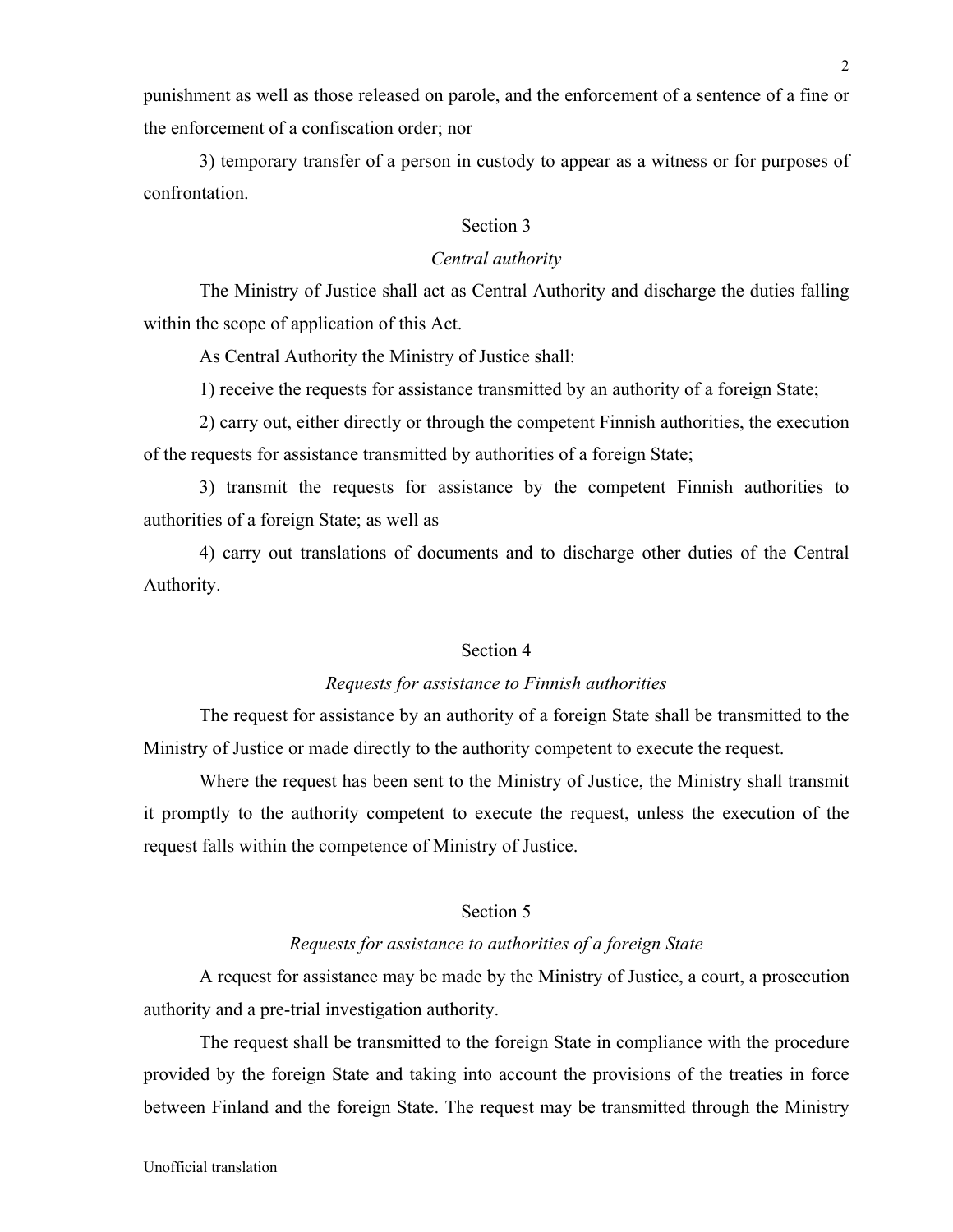punishment as well as those released on parole, and the enforcement of a sentence of a fine or the enforcement of a confiscation order; nor

3) temporary transfer of a person in custody to appear as a witness or for purposes of confrontation.

Section 3

*Central authority*

The Ministry of Justice shall act as Central Authority and discharge the duties falling within the scope of application of this Act.

As Central Authority the Ministry of Justice shall:

1) receive the requests for assistance transmitted by an authority of a foreign State;

2) carry out, either directly or through the competent Finnish authorities, the execution of the requests for assistance transmitted by authorities of a foreign State;

3) transmit the requests for assistance by the competent Finnish authorities to authorities of a foreign State; as well as

4) carry out translations of documents and to discharge other duties of the Central Authority.

Section 4

*Requests for assistance to Finnish authorities*

The request for assistance by an authority of a foreign State shall be transmitted to the Ministry of Justice or made directly to the authority competent to execute the request.

Where the request has been sent to the Ministry of Justice, the Ministry shall transmit it promptly to the authority competent to execute the request, unless the execution of the request falls within the competence of Ministry of Justice.

Section 5

*Requests for assistance to authorities of a foreign State*

A request for assistance may be made by the Ministry of Justice, a court, a prosecution authority and a pre-trial investigation authority.

The request shall be transmitted to the foreign State in compliance with the procedure provided by the foreign State and taking into account the provisions of the treaties in force between Finland and the foreign State. The request may be transmitted through the Ministry

Unofficial translation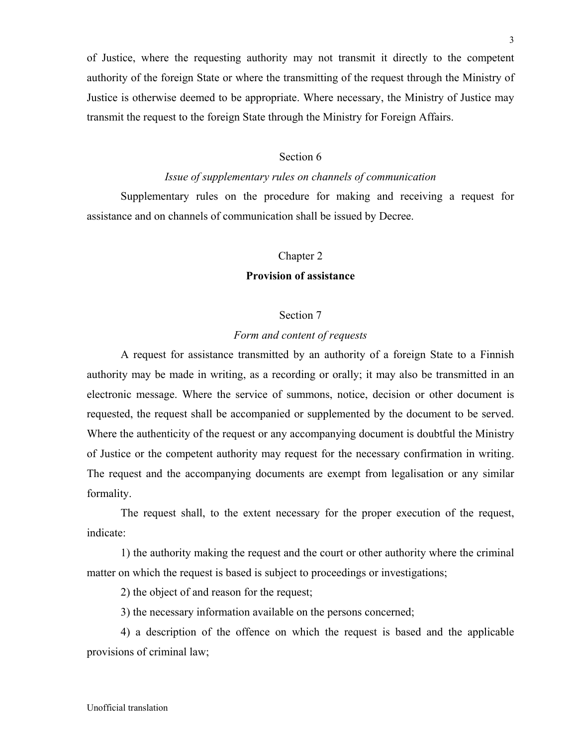of Justice, where the requesting authority may not transmit it directly to the competent authority of the foreign State or where the transmitting of the request through the Ministry of Justice is otherwise deemed to be appropriate. Where necessary, the Ministry of Justice may transmit the request to the foreign State through the Ministry for Foreign Affairs.

### Section 6

*Issue of supplementary rules on channels of communication*

Supplementary rules on the procedure for making and receiving a request for assistance and on channels of communication shall be issued by Decree.

## Chapter 2

## **Provision of assistance**

### Section 7

*Form and content of requests*

A request for assistance transmitted by an authority of a foreign State to a Finnish authority may be made in writing, as a recording or orally; it may also be transmitted in an electronic message. Where the service of summons, notice, decision or other document is requested, the request shall be accompanied or supplemented by the document to be served. Where the authenticity of the request or any accompanying document is doubtful the Ministry of Justice or the competent authority may request for the necessary confirmation in writing. The request and the accompanying documents are exempt from legalisation or any similar formality.

The request shall, to the extent necessary for the proper execution of the request, indicate:

1) the authority making the request and the court or other authority where the criminal matter on which the request is based is subject to proceedings or investigations;

2) the object of and reason for the request;

3) the necessary information available on the persons concerned;

4) a description of the offence on which the request is based and the applicable provisions of criminal law;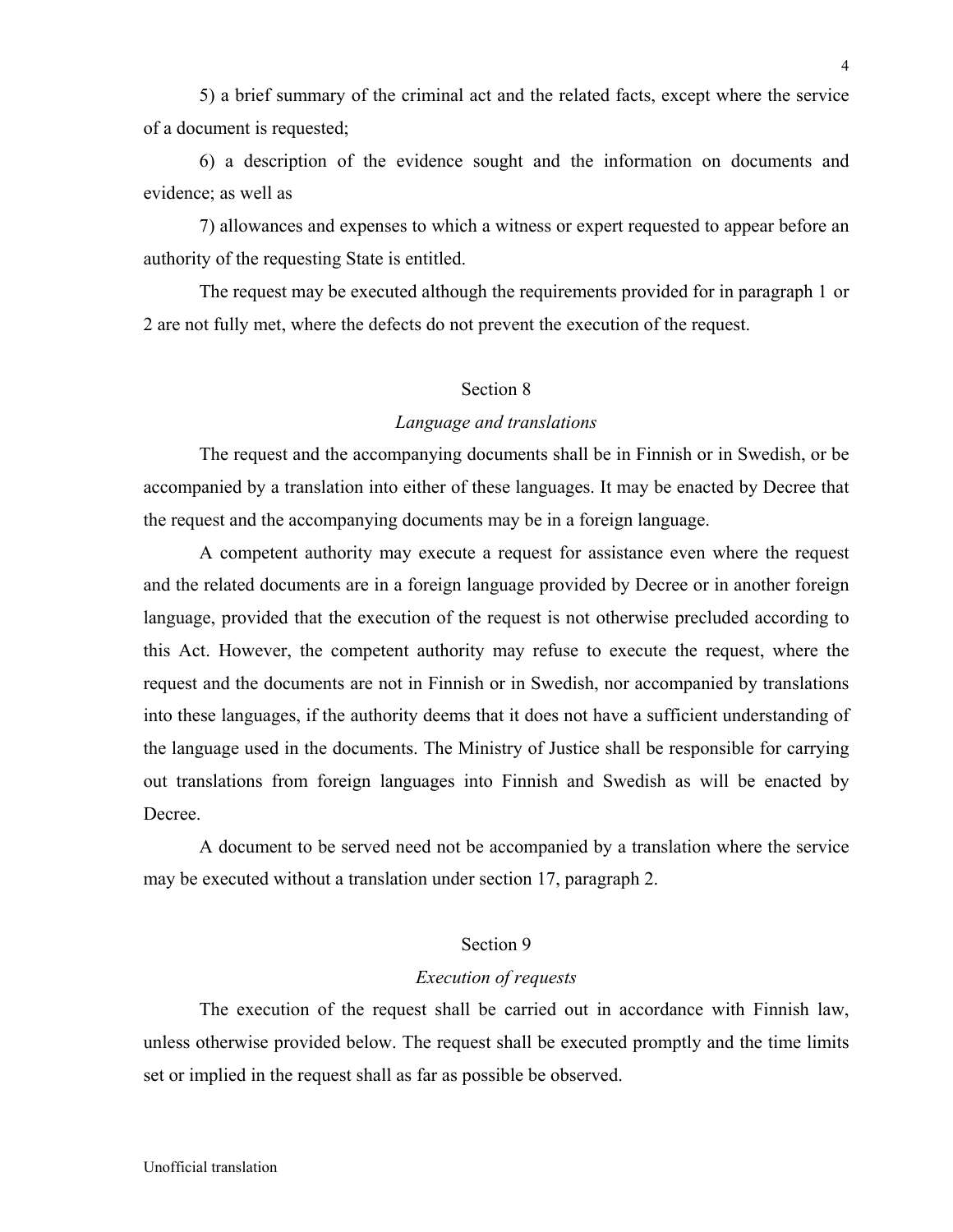5) a brief summary of the criminal act and the related facts, except where the service of a document is requested;

6) a description of the evidence sought and the information on documents and evidence; as well as

7) allowances and expenses to which a witness or expert requested to appear before an authority of the requesting State is entitled.

The request may be executed although the requirements provided for in paragraph 1 or 2 are not fully met, where the defects do not prevent the execution of the request.

### Section 8

*Language and translations*

The request and the accompanying documents shall be in Finnish or in Swedish, or be accompanied by a translation into either of these languages. It may be enacted by Decree that the request and the accompanying documents may be in a foreign language.

A competent authority may execute a request for assistance even where the request and the related documents are in a foreign language provided by Decree or in another foreign language, provided that the execution of the request is not otherwise precluded according to this Act. However, the competent authority may refuse to execute the request, where the request and the documents are not in Finnish or in Swedish, nor accompanied by translations into these languages, if the authority deems that it does not have a sufficient understanding of the language used in the documents. The Ministry of Justice shall be responsible for carrying out translations from foreign languages into Finnish and Swedish as will be enacted by Decree.

A document to be served need not be accompanied by a translation where the service may be executed without a translation under section 17, paragraph 2.

### Section 9

*Execution of requests*

The execution of the request shall be carried out in accordance with Finnish law, unless otherwise provided below. The request shall be executed promptly and the time limits set or implied in the request shall as far as possible be observed.

Unofficial translation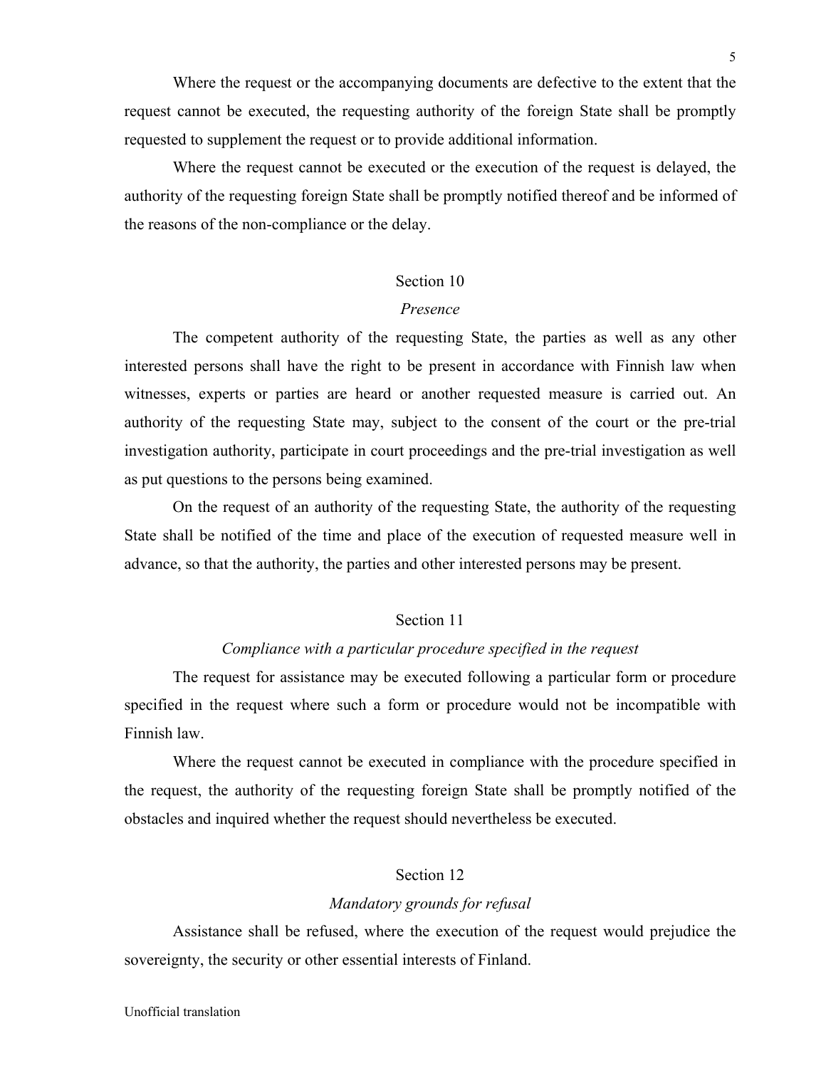Where the request or the accompanying documents are defective to the extent that the request cannot be executed, the requesting authority of the foreign State shall be promptly requested to supplement the request or to provide additional information.

Where the request cannot be executed or the execution of the request is delayed, the authority of the requesting foreign State shall be promptly notified thereof and be informed of the reasons of the non-compliance or the delay.

## Section 10

### *Presence*

The competent authority of the requesting State, the parties as well as any other interested persons shall have the right to be present in accordance with Finnish law when witnesses, experts or parties are heard or another requested measure is carried out. An authority of the requesting State may, subject to the consent of the court or the pre-trial investigation authority, participate in court proceedings and the pre-trial investigation as well as put questions to the persons being examined.

On the request of an authority of the requesting State, the authority of the requesting State shall be notified of the time and place of the execution of requested measure well in advance, so that the authority, the parties and other interested persons may be present.

## Section 11

### *Compliance with a particular procedure specified in the request*

The request for assistance may be executed following a particular form or procedure specified in the request where such a form or procedure would not be incompatible with Finnish law.

Where the request cannot be executed in compliance with the procedure specified in the request, the authority of the requesting foreign State shall be promptly notified of the obstacles and inquired whether the request should nevertheless be executed.

## Section 12

### *Mandatory grounds for refusal*

Assistance shall be refused, where the execution of the request would prejudice the sovereignty, the security or other essential interests of Finland.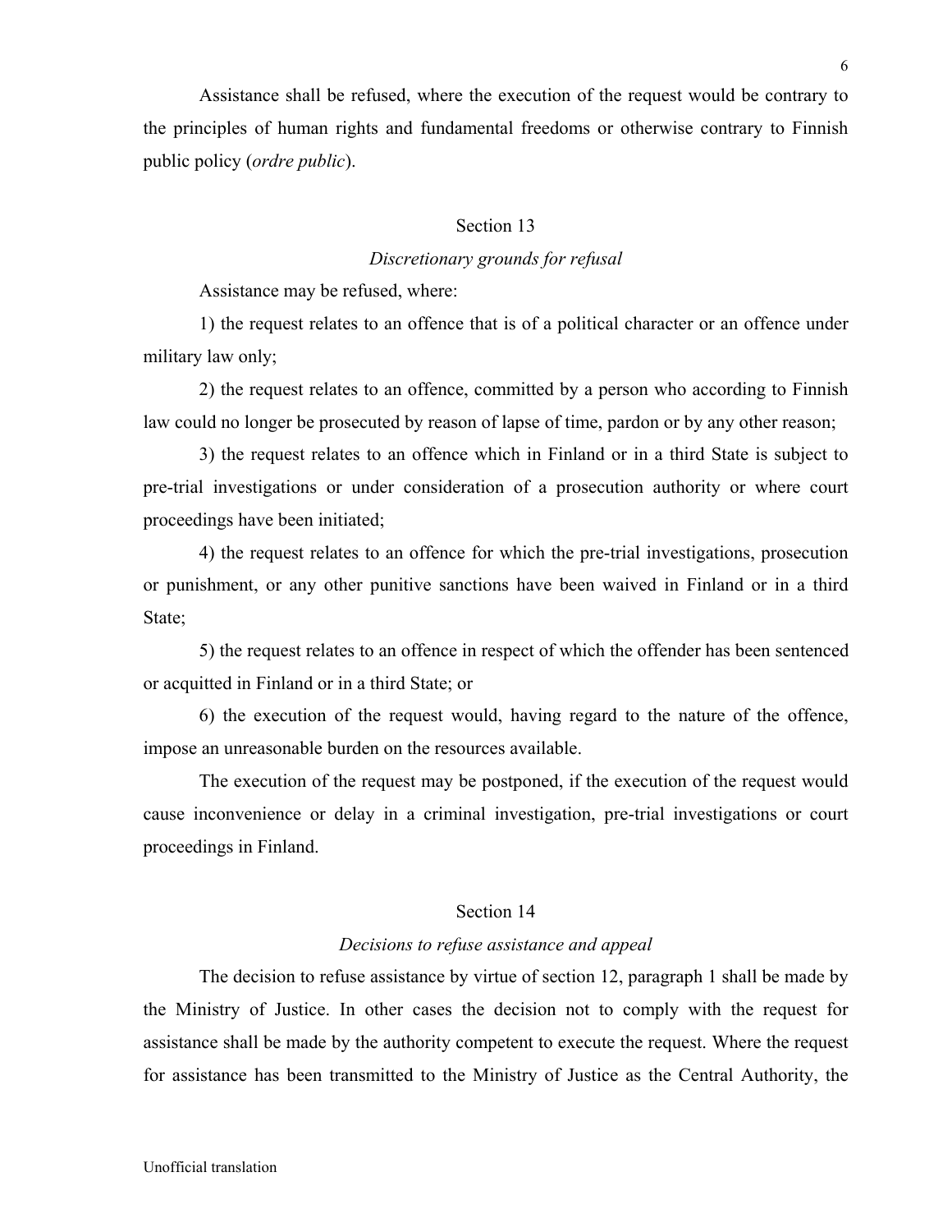Assistance shall be refused, where the execution of the request would be contrary to the principles of human rights and fundamental freedoms or otherwise contrary to Finnish public policy (*ordre public*).

### Section 13

*Discretionary grounds for refusal*

Assistance may be refused, where:

1) the request relates to an offence that is of a political character or an offence under military law only;

2) the request relates to an offence, committed by a person who according to Finnish law could no longer be prosecuted by reason of lapse of time, pardon or by any other reason;

3) the request relates to an offence which in Finland or in a third State is subject to pre-trial investigations or under consideration of a prosecution authority or where court proceedings have been initiated;

4) the request relates to an offence for which the pre-trial investigations, prosecution or punishment, or any other punitive sanctions have been waived in Finland or in a third State;

5) the request relates to an offence in respect of which the offender has been sentenced or acquitted in Finland or in a third State; or

6) the execution of the request would, having regard to the nature of the offence, impose an unreasonable burden on the resources available.

The execution of the request may be postponed, if the execution of the request would cause inconvenience or delay in a criminal investigation, pre-trial investigations or court proceedings in Finland.

### Section 14

*Decisions to refuse assistance and appeal*

The decision to refuse assistance by virtue of section 12, paragraph 1 shall be made by the Ministry of Justice. In other cases the decision not to comply with the request for assistance shall be made by the authority competent to execute the request. Where the request for assistance has been transmitted to the Ministry of Justice as the Central Authority, the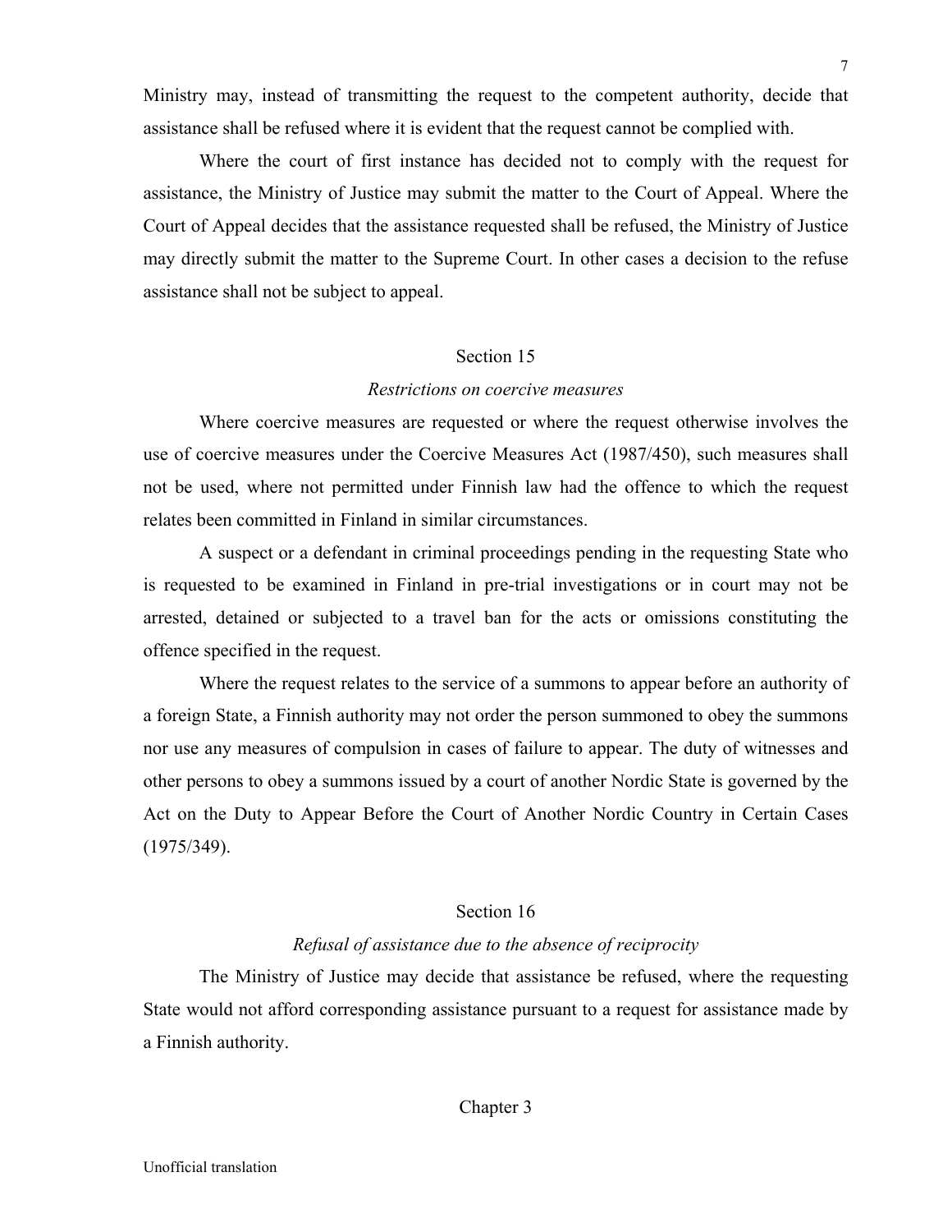Ministry may, instead of transmitting the request to the competent authority, decide that assistance shall be refused where it is evident that the request cannot be complied with.

Where the court of first instance has decided not to comply with the request for assistance, the Ministry of Justice may submit the matter to the Court of Appeal. Where the Court of Appeal decides that the assistance requested shall be refused, the Ministry of Justice may directly submit the matter to the Supreme Court. In other cases a decision to the refuse assistance shall not be subject to appeal.

Section 15

*Restrictions on coercive measures*

Where coercive measures are requested or where the request otherwise involves the use of coercive measures under the Coercive Measures Act (1987/450), such measures shall not be used, where not permitted under Finnish law had the offence to which the request relates been committed in Finland in similar circumstances.

A suspect or a defendant in criminal proceedings pending in the requesting State who is requested to be examined in Finland in pre-trial investigations or in court may not be arrested, detained or subjected to a travel ban for the acts or omissions constituting the offence specified in the request.

Where the request relates to the service of a summons to appear before an authority of a foreign State, a Finnish authority may not order the person summoned to obey the summons nor use any measures of compulsion in cases of failure to appear. The duty of witnesses and other persons to obey a summons issued by a court of another Nordic State is governed by the Act on the Duty to Appear Before the Court of Another Nordic Country in Certain Cases (1975/349).

Section 16

*Refusal of assistance due to the absence of reciprocity*

The Ministry of Justice may decide that assistance be refused, where the requesting State would not afford corresponding assistance pursuant to a request for assistance made by a Finnish authority.

Chapter 3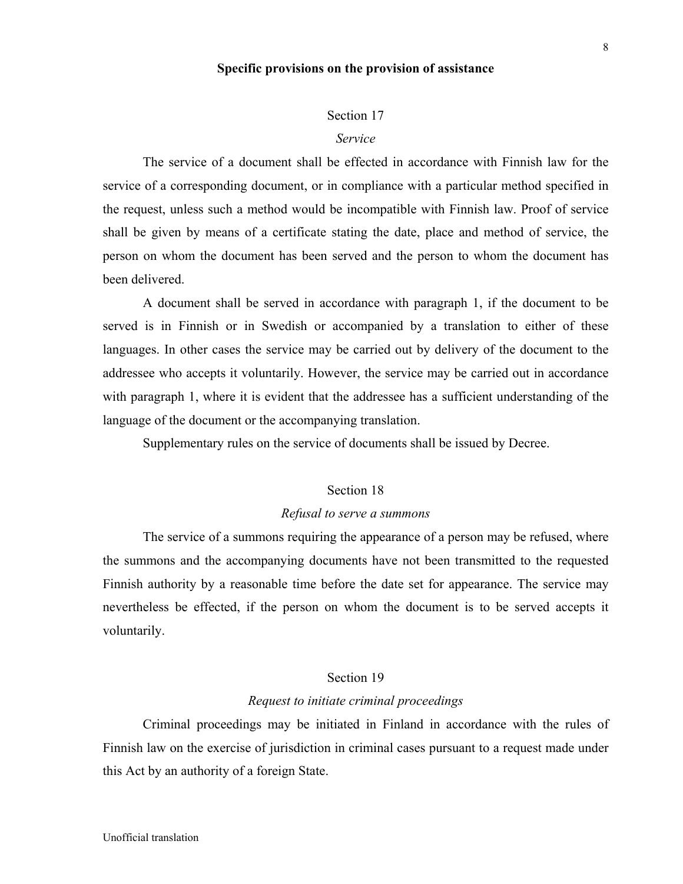## Specific provisions on the provision of assistance

### Section 17

*Service*

The service of a document shall be effected in accordance with Finnish law for the service of a corresponding document, or in compliance with a particular method specified in the request, unless such a method would be incompatible with Finnish law. Proof of service shall be given by means of a certificate stating the date, place and method of service, the person on whom the document has been served and the person to whom the document has been delivered.

A document shall be served in accordance with paragraph 1, if the document to be served is in Finnish or in Swedish or accompanied by a translation to either of these languages. In other cases the service may be carried out by delivery of the document to the addressee who accepts it voluntarily. However, the service may be carried out in accordance with paragraph 1, where it is evident that the addressee has a sufficient understanding of the language of the document or the accompanying translation.

Supplementary rules on the service of documents shall be issued by Decree.

### Section 18

*Refusal to serve a summons*

The service of a summons requiring the appearance of a person may be refused, where the summons and the accompanying documents have not been transmitted to the requested Finnish authority by a reasonable time before the date set for appearance. The service may nevertheless be effected, if the person on whom the document is to be served accepts it voluntarily.

### Section 19

*Request to initiate criminal proceedings*

Criminal proceedings may be initiated in Finland in accordance with the rules of Finnish law on the exercise of jurisdiction in criminal cases pursuant to a request made under this Act by an authority of a foreign State.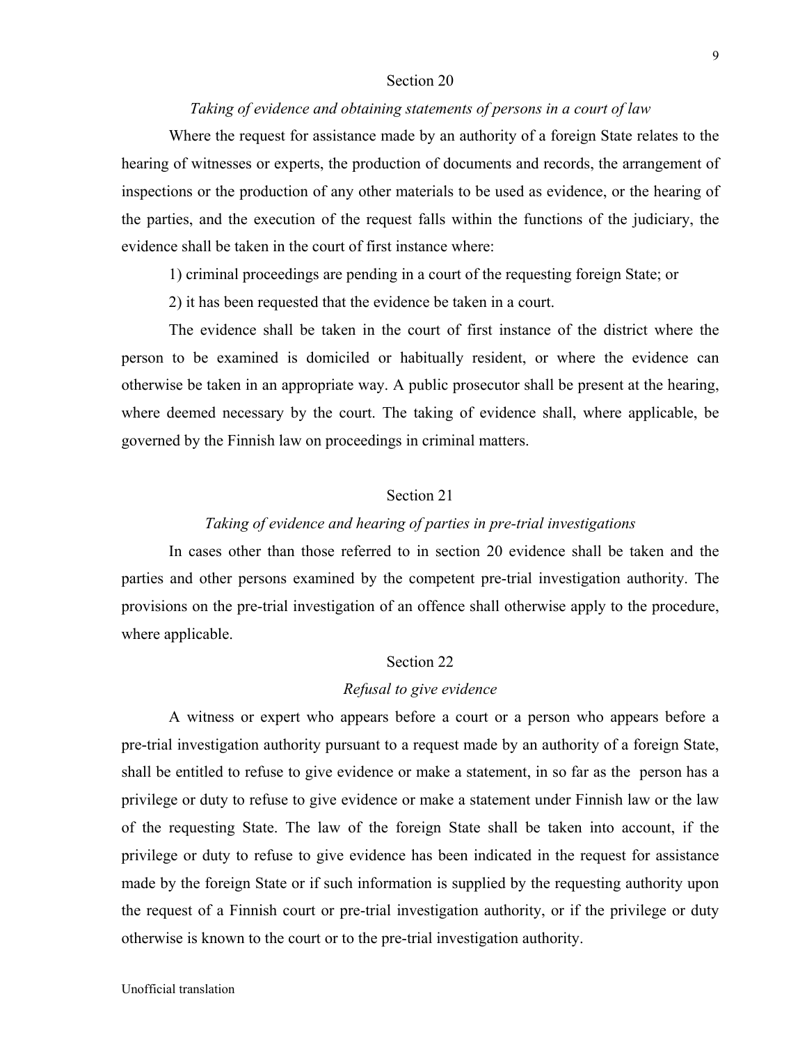## Section 20

*Taking of evidence and obtaining statements of persons in a court of law*

Where the request for assistance made by an authority of a foreign State relates to the hearing of witnesses or experts, the production of documents and records, the arrangement of inspections or the production of any other materials to be used as evidence, or the hearing of the parties, and the execution of the request falls within the functions of the judiciary, the evidence shall be taken in the court of first instance where:

1) criminal proceedings are pending in a court of the requesting foreign State; or

2) it has been requested that the evidence be taken in a court.

The evidence shall be taken in the court of first instance of the district where the person to be examined is domiciled or habitually resident, or where the evidence can otherwise be taken in an appropriate way. A public prosecutor shall be present at the hearing, where deemed necessary by the court. The taking of evidence shall, where applicable, be governed by the Finnish law on proceedings in criminal matters.

## Section 21

*Taking of evidence and hearing of parties in pre-trial investigations*

In cases other than those referred to in section 20 evidence shall be taken and the parties and other persons examined by the competent pre-trial investigation authority. The provisions on the pre-trial investigation of an offence shall otherwise apply to the procedure, where applicable.

## Section 22

*Refusal to give evidence*

A witness or expert who appears before a court or a person who appears before a pre-trial investigation authority pursuant to a request made by an authority of a foreign State, shall be entitled to refuse to give evidence or make a statement, in so far as the person has a privilege or duty to refuse to give evidence or make a statement under Finnish law or the law of the requesting State. The law of the foreign State shall be taken into account, if the privilege or duty to refuse to give evidence has been indicated in the request for assistance made by the foreign State or if such information is supplied by the requesting authority upon the request of a Finnish court or pre-trial investigation authority, or if the privilege or duty otherwise is known to the court or to the pre-trial investigation authority.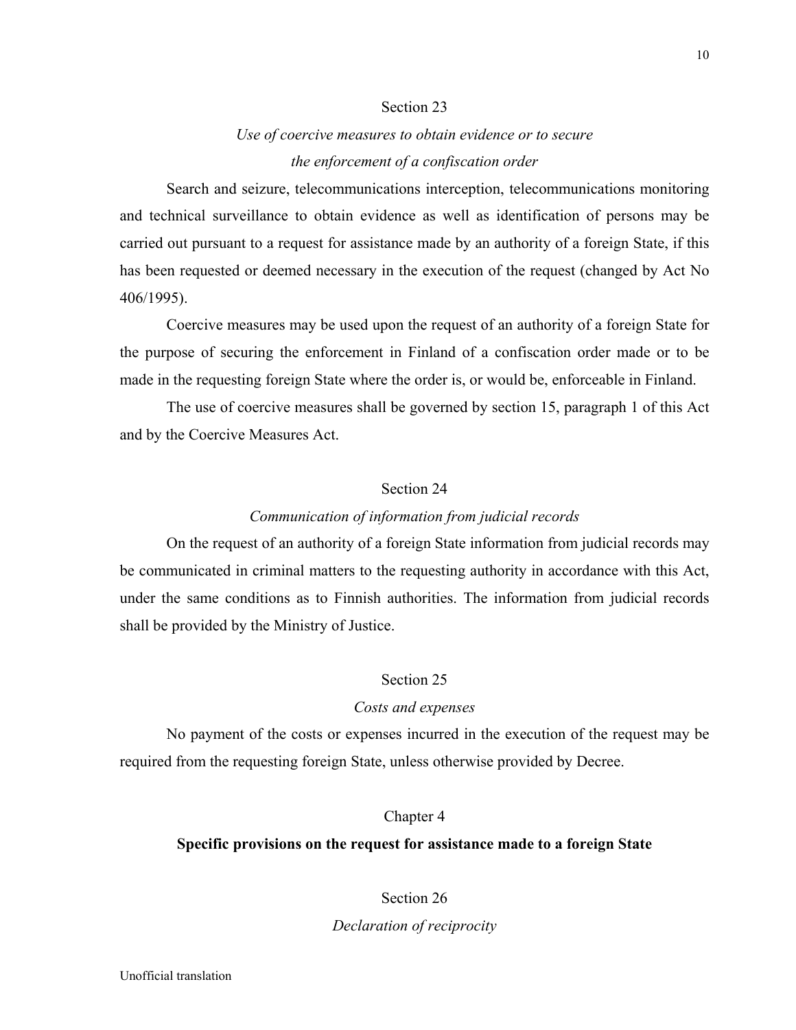### Section 23

*Use of coercive measures to obtain evidence or to secure the enforcement of a confiscation order*

Search and seizure, telecommunications interception, telecommunications monitoring and technical surveillance to obtain evidence as well as identification of persons may be carried out pursuant to a request for assistance made by an authority of a foreign State, if this has been requested or deemed necessary in the execution of the request (changed by Act No 406/1995).

Coercive measures may be used upon the request of an authority of a foreign State for the purpose of securing the enforcement in Finland of a confiscation order made or to be made in the requesting foreign State where the order is, or would be, enforceable in Finland.

The use of coercive measures shall be governed by section 15, paragraph 1 of this Act and by the Coercive Measures Act.

### Section 24

*Communication of information from judicial records*

On the request of an authority of a foreign State information from judicial records may be communicated in criminal matters to the requesting authority in accordance with this Act, under the same conditions as to Finnish authorities. The information from judicial records shall be provided by the Ministry of Justice.

### Section 25

*Costs and expenses*

No payment of the costs or expenses incurred in the execution of the request may be required from the requesting foreign State, unless otherwise provided by Decree.

## Chapter 4

## **Specific provisions on the request for assistance made to a foreign State**

### Section 26

*Declaration of reciprocity*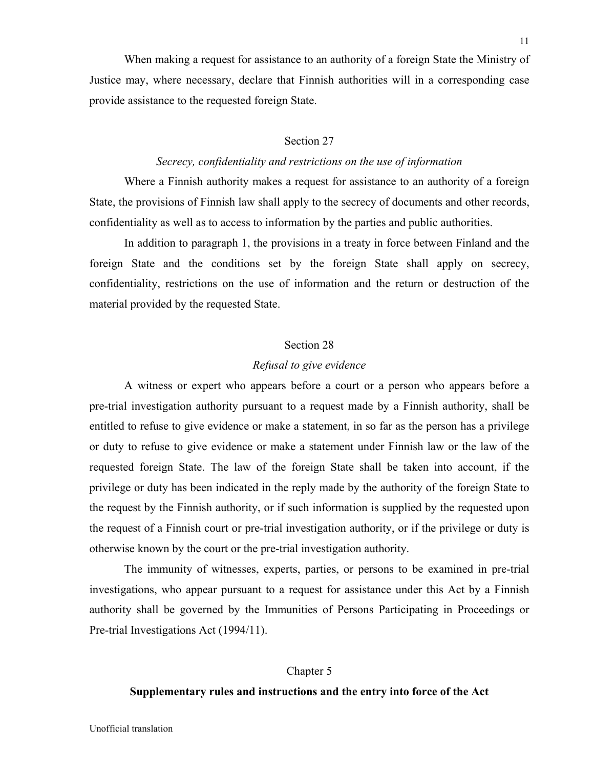When making a request for assistance to an authority of a foreign State the Ministry of Justice may, where necessary, declare that Finnish authorities will in a corresponding case provide assistance to the requested foreign State.

### Section 27

*Secrecy, confidentiality and restrictions on the use of information*

Where a Finnish authority makes a request for assistance to an authority of a foreign State, the provisions of Finnish law shall apply to the secrecy of documents and other records, confidentiality as well as to access to information by the parties and public authorities.

In addition to paragraph 1, the provisions in a treaty in force between Finland and the foreign State and the conditions set by the foreign State shall apply on secrecy, confidentiality, restrictions on the use of information and the return or destruction of the material provided by the requested State.

### Section 28

*Refusal to give evidence*

A witness or expert who appears before a court or a person who appears before a pre-trial investigation authority pursuant to a request made by a Finnish authority, shall be entitled to refuse to give evidence or make a statement, in so far as the person has a privilege or duty to refuse to give evidence or make a statement under Finnish law or the law of the requested foreign State. The law of the foreign State shall be taken into account, if the privilege or duty has been indicated in the reply made by the authority of the foreign State to the request by the Finnish authority, or if such information is supplied by the requested upon the request of a Finnish court or pre-trial investigation authority, or if the privilege or duty is otherwise known by the court or the pre-trial investigation authority.

The immunity of witnesses, experts, parties, or persons to be examined in pre-trial investigations, who appear pursuant to a request for assistance under this Act by a Finnish authority shall be governed by the Immunities of Persons Participating in Proceedings or Pre-trial Investigations Act (1994/11).

## Chapter 5

## **Supplementary rules and instructions and the entry into force of the Act**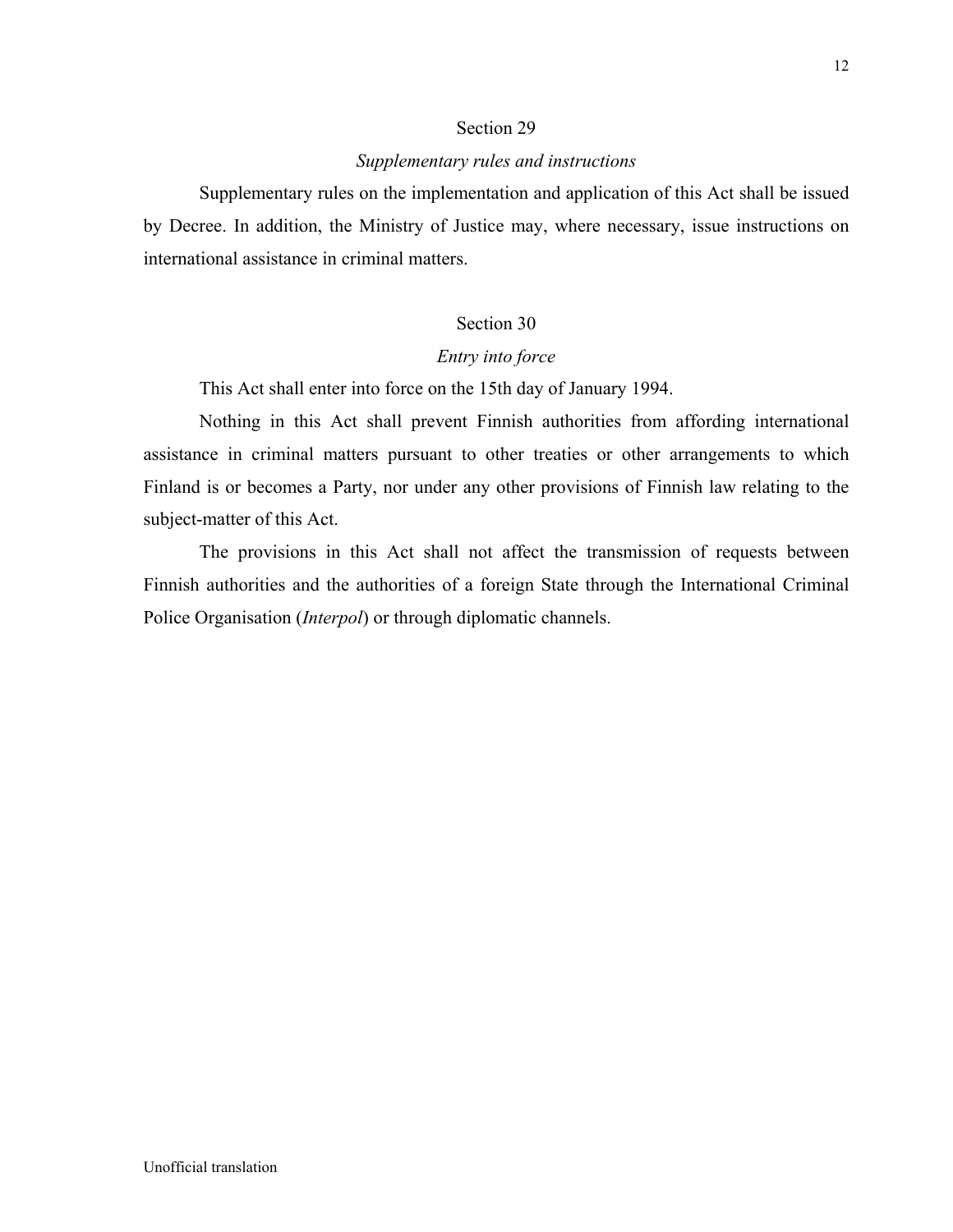## Section 29

*Supplementary rules and instructions*

Supplementary rules on the implementation and application of this Act shall be issued by Decree. In addition, the Ministry of Justice may, where necessary, issue instructions on international assistance in criminal matters.

## Section 30

*Entry into force*

This Act shall enter into force on the 15th day of January 1994.

Nothing in this Act shall prevent Finnish authorities from affording international assistance in criminal matters pursuant to other treaties or other arrangements to which Finland is or becomes a Party, nor under any other provisions of Finnish law relating to the subject-matter of this Act.

The provisions in this Act shall not affect the transmission of requests between Finnish authorities and the authorities of a foreign State through the International Criminal Police Organisation (*Interpol*) or through diplomatic channels.